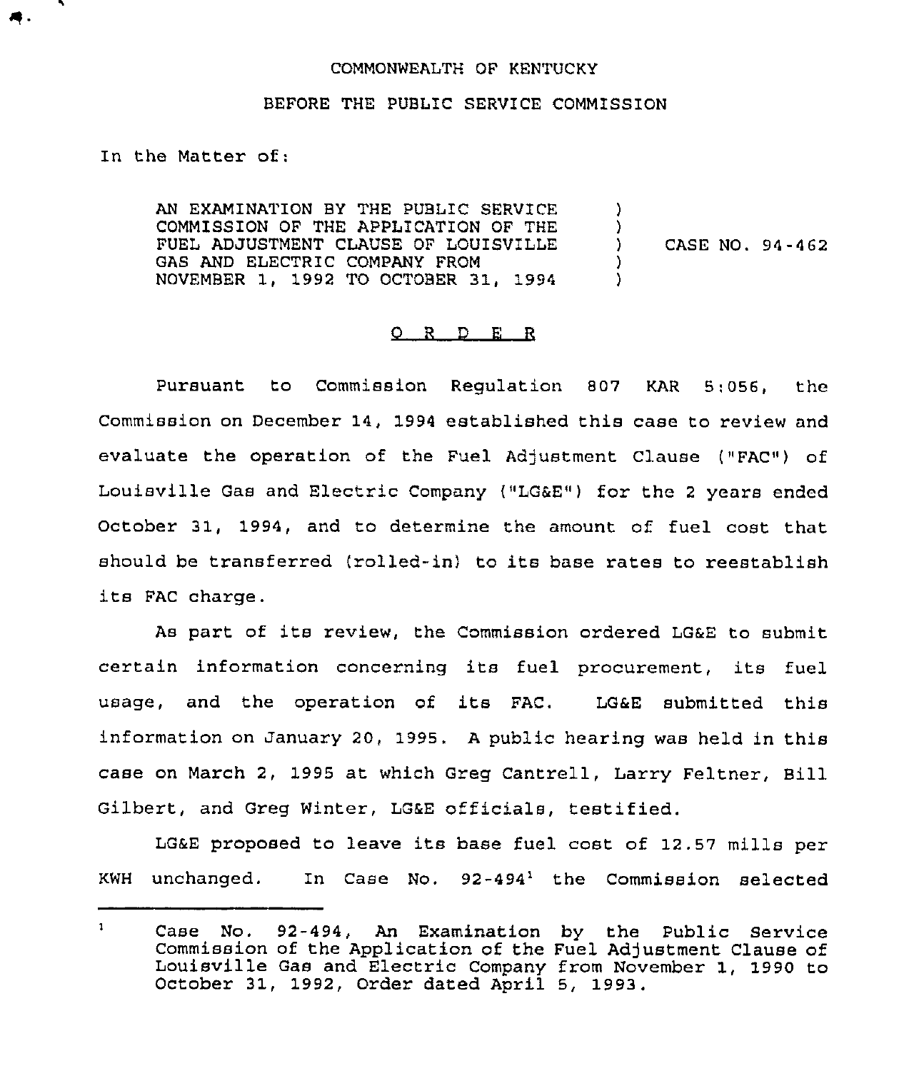COMMONWEALTH OF KENTUCKY

BEFORE THE PUBLIC SERVICE COMMISSION

In the Matter of:

AN EXAMINATION BY THE PUBLIC SERVICE COMMISSION OF THE APPLICATION OF THE FUEL ADJUSTMENT CLAUSE OF LOUISVILLE GAS AND ELECTRIC COMPANY FROM NOVEMBER 1, 1992 TO OCTOBER 31, 1994 ) CASE NO. 94-462

## O R D E R

Pursuant to Commission Regulation 807 KAR 5:056, the Commission on December 14, 1994 established this case to review and evaluate the operation of the Fuel Adjustment Clause ("FAC") of Louisville Gas and Electric Company ("LG&E") for the 2 years ended October 31, 1994, and to determine the amount of fuel cost that should be transferred (rolled-in) to its base rates to reestablish its FAC charge.

As part of its review, the Commission ordered LG&E to submit certain information concerning its fuel procurement, its fuel usage, and the operation of its FAC. LG&E submitted this information on January 20, 1995. A public hearing was held in this case on March 2, 1995 at which Greg Cantrell, Larry Feltner, Bill Gilbert, and Greg Winter, LG&E officials, testified.

LG&E proposed to leave its base fuel cost of 12.57 mills per KWH unchanged. In Case No. 92-494[1] the Commission selected

---

[1] Case No. 92-494, An Examination by the Public Service Commission of the Application of the Fuel Adjustment Clause of Louisville Gas and Electric Company from November 1, 1990 to October 31, 1992, Order dated April 5, 1993.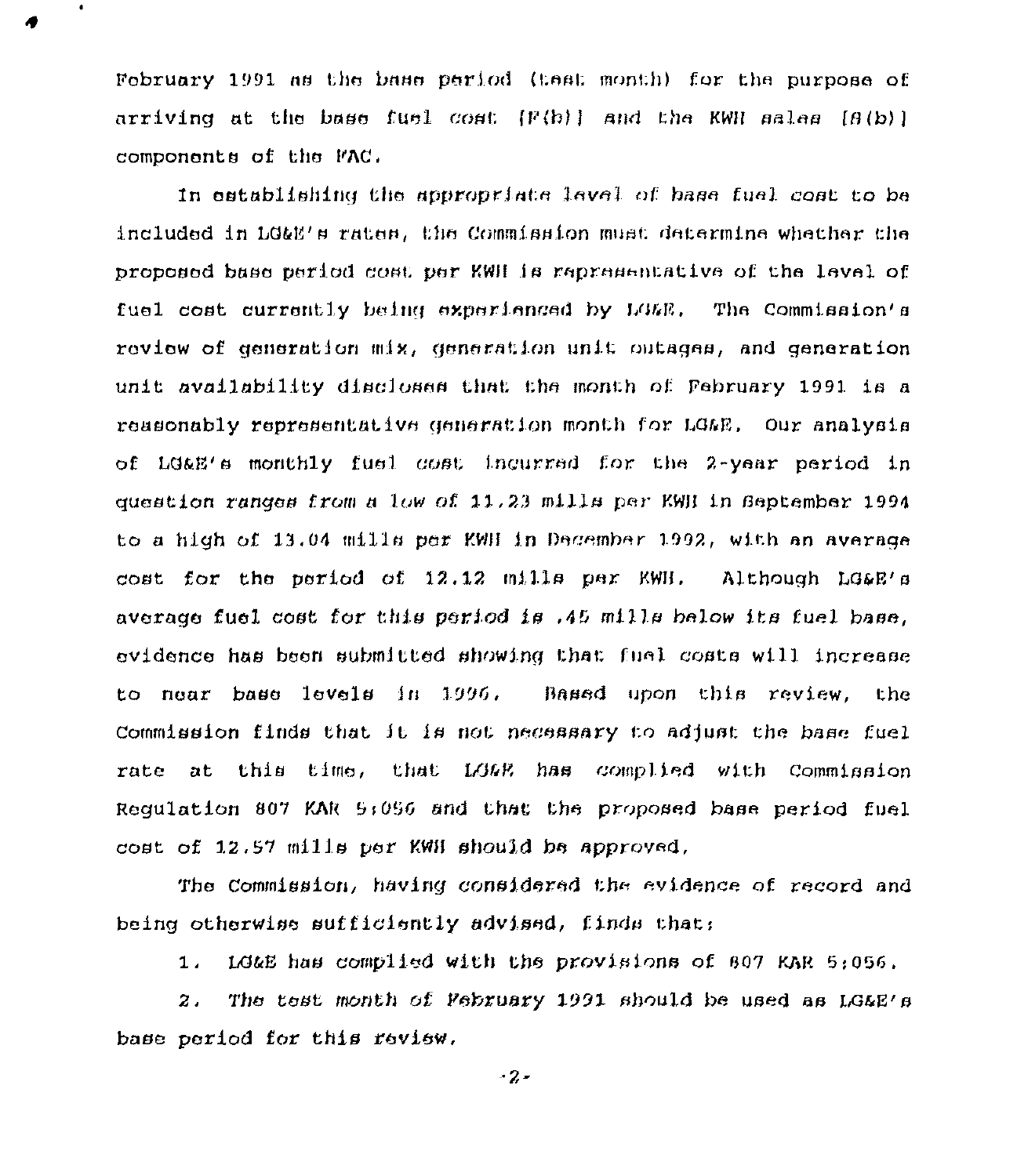February 1991 as the base period (test month) for the purpose of arriving at the base fuel cost [F(b)] and the KWH sales [S(b)] components of the FAC.

In establishing the appropriate level of base fuel cost to be included in LG&E's rates, the Commission must determine whether the proposed base period cost per KWH is representative of the level of fuel cost currently being experienced by LG&E. The Commission's review of generation mix, generation unit outages, and generation unit availability discloses that the month of February 1991 is a reasonably representative generation month for LG&E. Our analysis of LG&E's monthly fuel cost incurred for the 2-year period in question ranges from a low of 11.23 mills per KWH in September 1994 to a high of 13.04 mills per KWH in December 1992, with an average cost for the period of 12.12 mills per KWH. Although LG&E's average fuel cost for this period is .45 mills below its fuel base, evidence has been submitted showing that fuel costs will increase to near base levels in 1996. Based upon this review, the Commission finds that it is not necessary to adjust the base fuel rate at this time, that LG&E has complied with Commission Regulation 807 KAR 5:056 and that the proposed base period fuel cost of 12.57 mills per KWH should be approved.

The Commission, having considered the evidence of record and being otherwise sufficiently advised, finds that:

1. LG&E has complied with the provisions of 807 KAR 5:056.

2. The test month of February 1991 should be used as LG&E's base period for this review.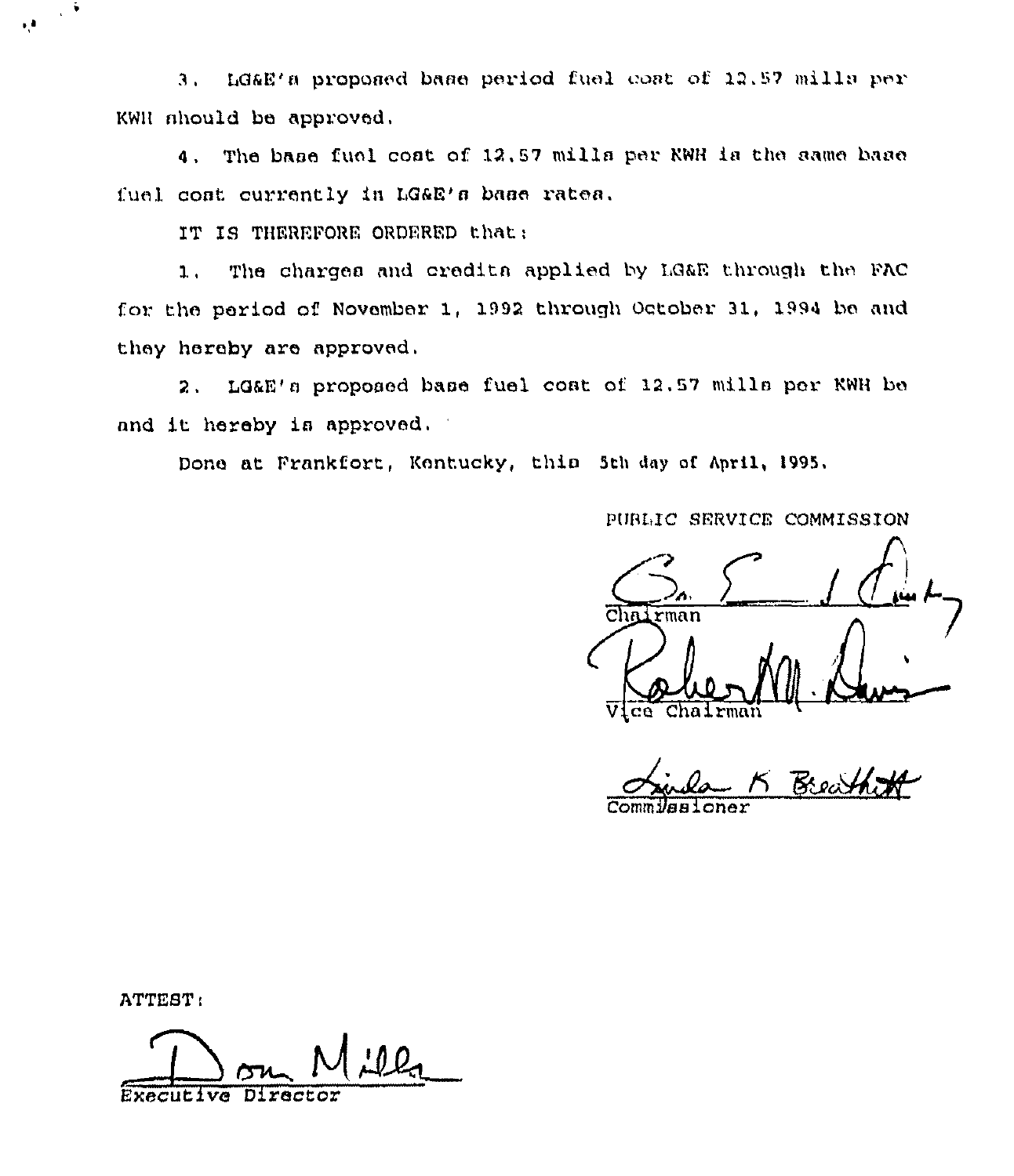3. LG&E's proposed base period fuel cost of 12.57 mills per KWH should be approved.

4. The base fuel cost of 12.57 mills per KWH is the same base fuel cost currently in LG&E's base rates.

IT IS THEREFORE ORDERED that:

1. The charges and credits applied by LG&E through the FAC for the period of November 1, 1992 through October 31, 1994 be and they hereby are approved.

2. LG&E's proposed base fuel cost of 12.57 mills per KWH be and it hereby is approved.

Done at Frankfort, Kentucky, this 5th day of April, 1995.

PUBLIC SERVICE COMMISSION

Chairman

Vice Chairman

Commissioner

ATTEST:

Executive Director